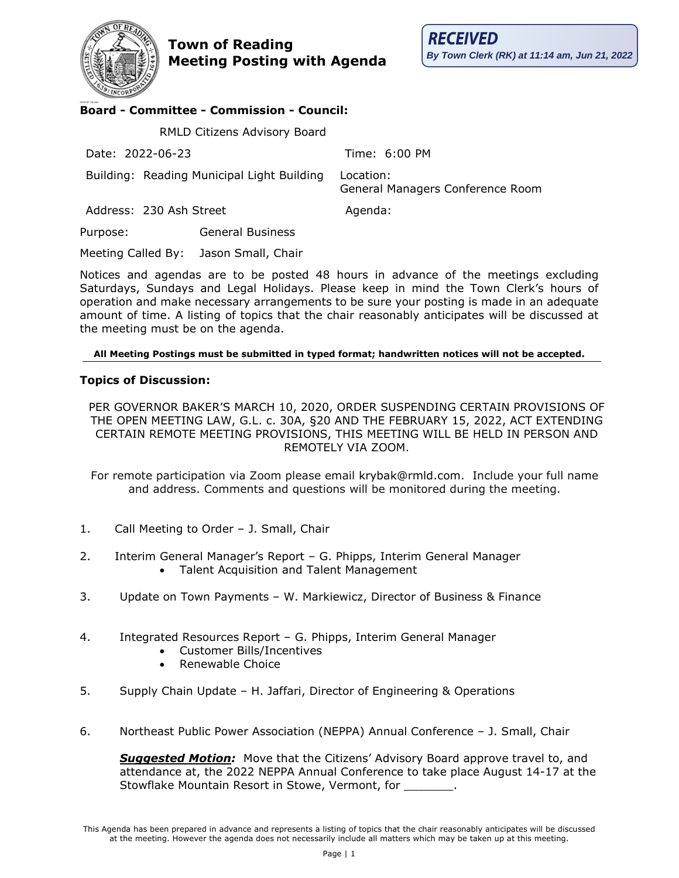# Town of Reading
# Meeting Posting with Agenda

**RECEIVED**
*By Town Clerk (RK) at 11:14 am, Jun 21, 2022*

**Board - Committee - Commission - Council:**

RMLD Citizens Advisory Board

Date: 2022-06-23 Time: 6:00 PM

Building: Reading Municipal Light Building Location: General Managers Conference Room

Address: 230 Ash Street Agenda:

Purpose: General Business

Meeting Called By: Jason Small, Chair

Notices and agendas are to be posted 48 hours in advance of the meetings excluding Saturdays, Sundays and Legal Holidays. Please keep in mind the Town Clerk's hours of operation and make necessary arrangements to be sure your posting is made in an adequate amount of time. A listing of topics that the chair reasonably anticipates will be discussed at the meeting must be on the agenda.

**All Meeting Postings must be submitted in typed format; handwritten notices will not be accepted.**

---

**Topics of Discussion:**

PER GOVERNOR BAKER'S MARCH 10, 2020, ORDER SUSPENDING CERTAIN PROVISIONS OF THE OPEN MEETING LAW, G.L. c. 30A, §20 AND THE FEBRUARY 15, 2022, ACT EXTENDING CERTAIN REMOTE MEETING PROVISIONS, THIS MEETING WILL BE HELD IN PERSON AND REMOTELY VIA ZOOM.

For remote participation via Zoom please email krybak@rmld.com. Include your full name and address. Comments and questions will be monitored during the meeting.

1. Call Meeting to Order – J. Small, Chair

2. Interim General Manager's Report – G. Phipps, Interim General Manager
   - Talent Acquisition and Talent Management

3. Update on Town Payments – W. Markiewicz, Director of Business & Finance

4. Integrated Resources Report – G. Phipps, Interim General Manager
   - Customer Bills/Incentives
   - Renewable Choice

5. Supply Chain Update – H. Jaffari, Director of Engineering & Operations

6. Northeast Public Power Association (NEPPA) Annual Conference – J. Small, Chair

   ***Suggested Motion:*** Move that the Citizens' Advisory Board approve travel to, and attendance at, the 2022 NEPPA Annual Conference to take place August 14-17 at the Stowflake Mountain Resort in Stowe, Vermont, for _______.

This Agenda has been prepared in advance and represents a listing of topics that the chair reasonably anticipates will be discussed at the meeting. However the agenda does not necessarily include all matters which may be taken up at this meeting.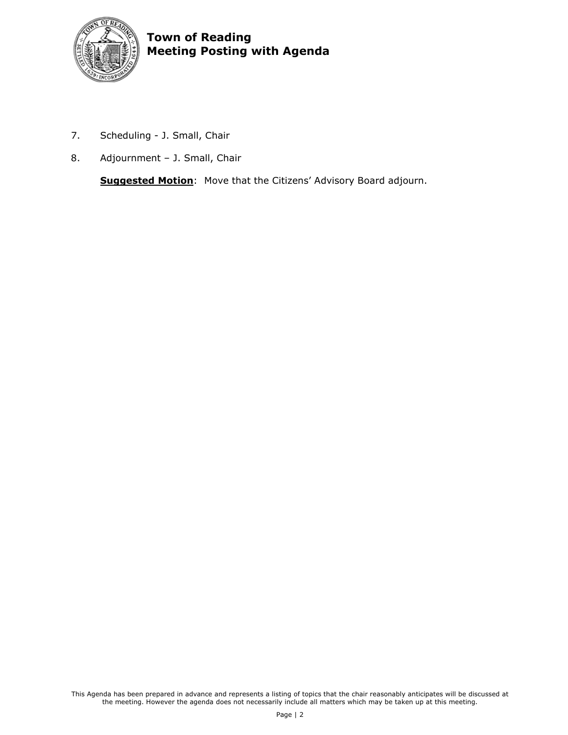7. Scheduling - J. Small, Chair

8. Adjournment – J. Small, Chair

   **Suggested Motion**: Move that the Citizens' Advisory Board adjourn.

This Agenda has been prepared in advance and represents a listing of topics that the chair reasonably anticipates will be discussed at the meeting. However the agenda does not necessarily include all matters which may be taken up at this meeting.